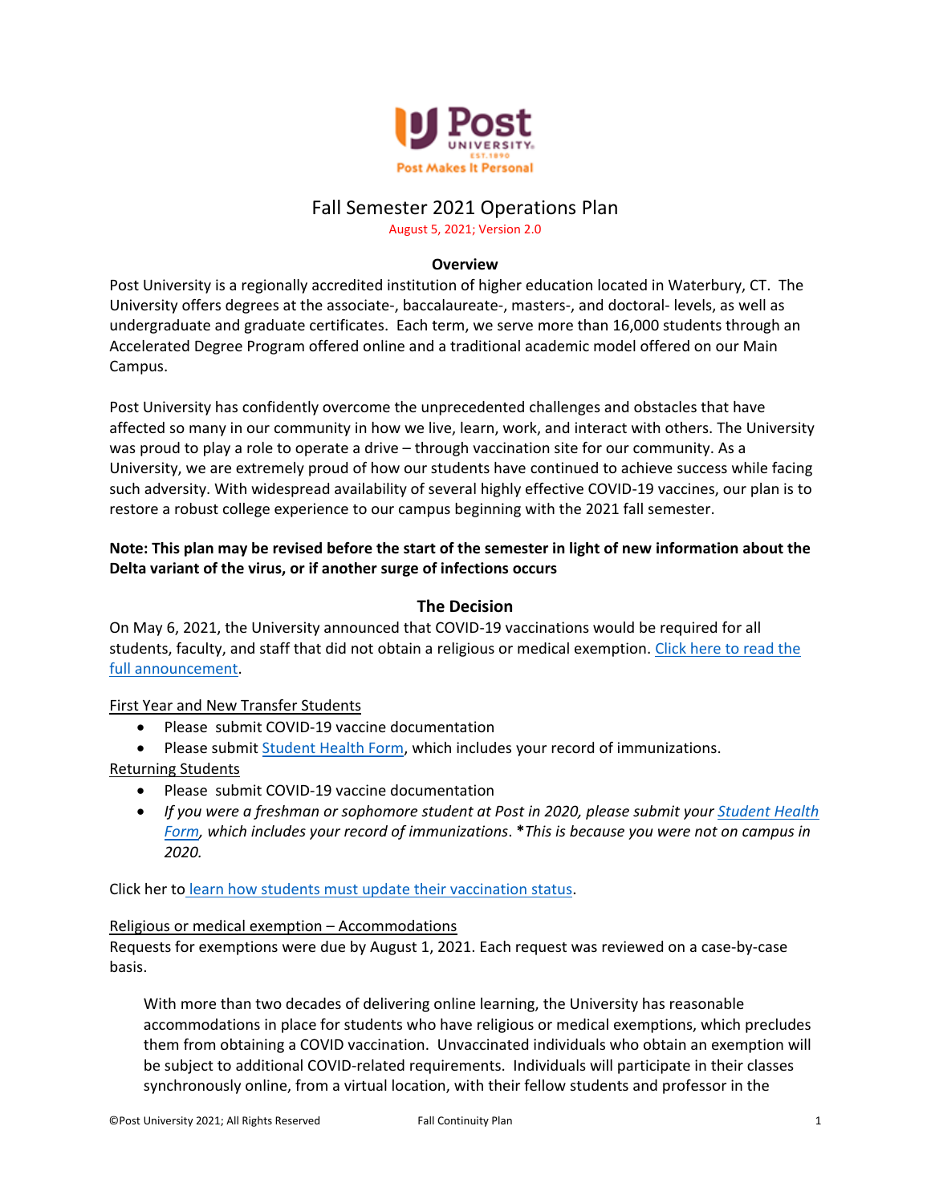# Fall Semester 2021 Operations Plan

August 5, 2021; Version 2.0

## Overview

Post University is a regionally accredited institution of higher education located in Waterbury, CT. The University offers degrees at the associate-, baccalaureate-, masters-, and doctoral- levels, as well as undergraduate and graduate certificates. Each term, we serve more than 16,000 students through an Accelerated Degree Program offered online and a traditional academic model offered on our Main Campus.

Post University has confidently overcome the unprecedented challenges and obstacles that have affected so many in our community in how we live, learn, work, and interact with others. The University was proud to play a role to operate a drive – through vaccination site for our community. As a University, we are extremely proud of how our students have continued to achieve success while facing such adversity. With widespread availability of several highly effective COVID-19 vaccines, our plan is to restore a robust college experience to our campus beginning with the 2021 fall semester.

**Note: This plan may be revised before the start of the semester in light of new information about the Delta variant of the virus, or if another surge of infections occurs**

## The Decision

On May 6, 2021, the University announced that COVID-19 vaccinations would be required for all students, faculty, and staff that did not obtain a religious or medical exemption. Click here to read the full announcement.

First Year and New Transfer Students

- Please submit COVID-19 vaccine documentation
- Please submit Student Health Form, which includes your record of immunizations.

Returning Students

- Please submit COVID-19 vaccine documentation
- *If you were a freshman or sophomore student at Post in 2020, please submit your Student Health Form, which includes your record of immunizations.* ***This is because you were not on campus in 2020.***

Click her to learn how students must update their vaccination status.

Religious or medical exemption – Accommodations

Requests for exemptions were due by August 1, 2021. Each request was reviewed on a case-by-case basis.

> With more than two decades of delivering online learning, the University has reasonable accommodations in place for students who have religious or medical exemptions, which precludes them from obtaining a COVID vaccination. Unvaccinated individuals who obtain an exemption will be subject to additional COVID-related requirements. Individuals will participate in their classes synchronously online, from a virtual location, with their fellow students and professor in the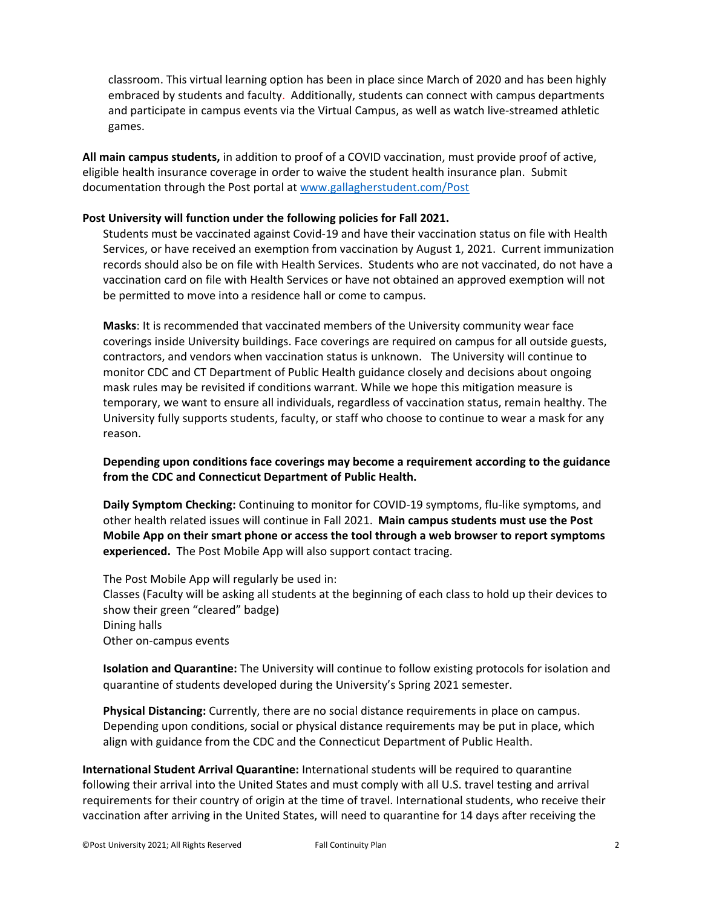classroom. This virtual learning option has been in place since March of 2020 and has been highly embraced by students and faculty. Additionally, students can connect with campus departments and participate in campus events via the Virtual Campus, as well as watch live-streamed athletic games.

**All main campus students,** in addition to proof of a COVID vaccination, must provide proof of active, eligible health insurance coverage in order to waive the student health insurance plan. Submit documentation through the Post portal at www.gallagherstudent.com/Post

**Post University will function under the following policies for Fall 2021.**

Students must be vaccinated against Covid-19 and have their vaccination status on file with Health Services, or have received an exemption from vaccination by August 1, 2021. Current immunization records should also be on file with Health Services. Students who are not vaccinated, do not have a vaccination card on file with Health Services or have not obtained an approved exemption will not be permitted to move into a residence hall or come to campus.

**Masks**: It is recommended that vaccinated members of the University community wear face coverings inside University buildings. Face coverings are required on campus for all outside guests, contractors, and vendors when vaccination status is unknown. The University will continue to monitor CDC and CT Department of Public Health guidance closely and decisions about ongoing mask rules may be revisited if conditions warrant. While we hope this mitigation measure is temporary, we want to ensure all individuals, regardless of vaccination status, remain healthy. The University fully supports students, faculty, or staff who choose to continue to wear a mask for any reason.

**Depending upon conditions face coverings may become a requirement according to the guidance from the CDC and Connecticut Department of Public Health.**

**Daily Symptom Checking:** Continuing to monitor for COVID-19 symptoms, flu-like symptoms, and other health related issues will continue in Fall 2021. **Main campus students must use the Post Mobile App on their smart phone or access the tool through a web browser to report symptoms experienced.** The Post Mobile App will also support contact tracing.

The Post Mobile App will regularly be used in:
Classes (Faculty will be asking all students at the beginning of each class to hold up their devices to show their green "cleared" badge)
Dining halls
Other on-campus events

**Isolation and Quarantine:** The University will continue to follow existing protocols for isolation and quarantine of students developed during the University's Spring 2021 semester.

**Physical Distancing:** Currently, there are no social distance requirements in place on campus. Depending upon conditions, social or physical distance requirements may be put in place, which align with guidance from the CDC and the Connecticut Department of Public Health.

**International Student Arrival Quarantine:** International students will be required to quarantine following their arrival into the United States and must comply with all U.S. travel testing and arrival requirements for their country of origin at the time of travel. International students, who receive their vaccination after arriving in the United States, will need to quarantine for 14 days after receiving the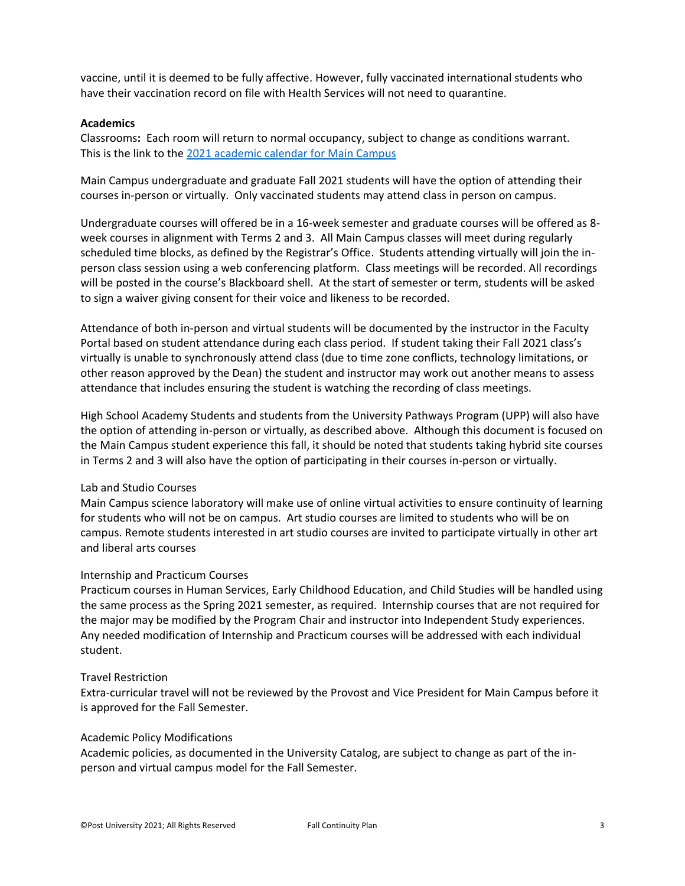vaccine, until it is deemed to be fully affective. However, fully vaccinated international students who have their vaccination record on file with Health Services will not need to quarantine.

**Academics**

Classrooms**:** Each room will return to normal occupancy, subject to change as conditions warrant. This is the link to the [2021 academic calendar for Main Campus]

Main Campus undergraduate and graduate Fall 2021 students will have the option of attending their courses in-person or virtually. Only vaccinated students may attend class in person on campus.

Undergraduate courses will offered be in a 16-week semester and graduate courses will be offered as 8-week courses in alignment with Terms 2 and 3. All Main Campus classes will meet during regularly scheduled time blocks, as defined by the Registrar's Office. Students attending virtually will join the in-person class session using a web conferencing platform. Class meetings will be recorded. All recordings will be posted in the course's Blackboard shell. At the start of semester or term, students will be asked to sign a waiver giving consent for their voice and likeness to be recorded.

Attendance of both in-person and virtual students will be documented by the instructor in the Faculty Portal based on student attendance during each class period. If student taking their Fall 2021 class's virtually is unable to synchronously attend class (due to time zone conflicts, technology limitations, or other reason approved by the Dean) the student and instructor may work out another means to assess attendance that includes ensuring the student is watching the recording of class meetings.

High School Academy Students and students from the University Pathways Program (UPP) will also have the option of attending in-person or virtually, as described above. Although this document is focused on the Main Campus student experience this fall, it should be noted that students taking hybrid site courses in Terms 2 and 3 will also have the option of participating in their courses in-person or virtually.

Lab and Studio Courses

Main Campus science laboratory will make use of online virtual activities to ensure continuity of learning for students who will not be on campus. Art studio courses are limited to students who will be on campus. Remote students interested in art studio courses are invited to participate virtually in other art and liberal arts courses

Internship and Practicum Courses

Practicum courses in Human Services, Early Childhood Education, and Child Studies will be handled using the same process as the Spring 2021 semester, as required. Internship courses that are not required for the major may be modified by the Program Chair and instructor into Independent Study experiences. Any needed modification of Internship and Practicum courses will be addressed with each individual student.

Travel Restriction

Extra-curricular travel will not be reviewed by the Provost and Vice President for Main Campus before it is approved for the Fall Semester.

Academic Policy Modifications

Academic policies, as documented in the University Catalog, are subject to change as part of the in-person and virtual campus model for the Fall Semester.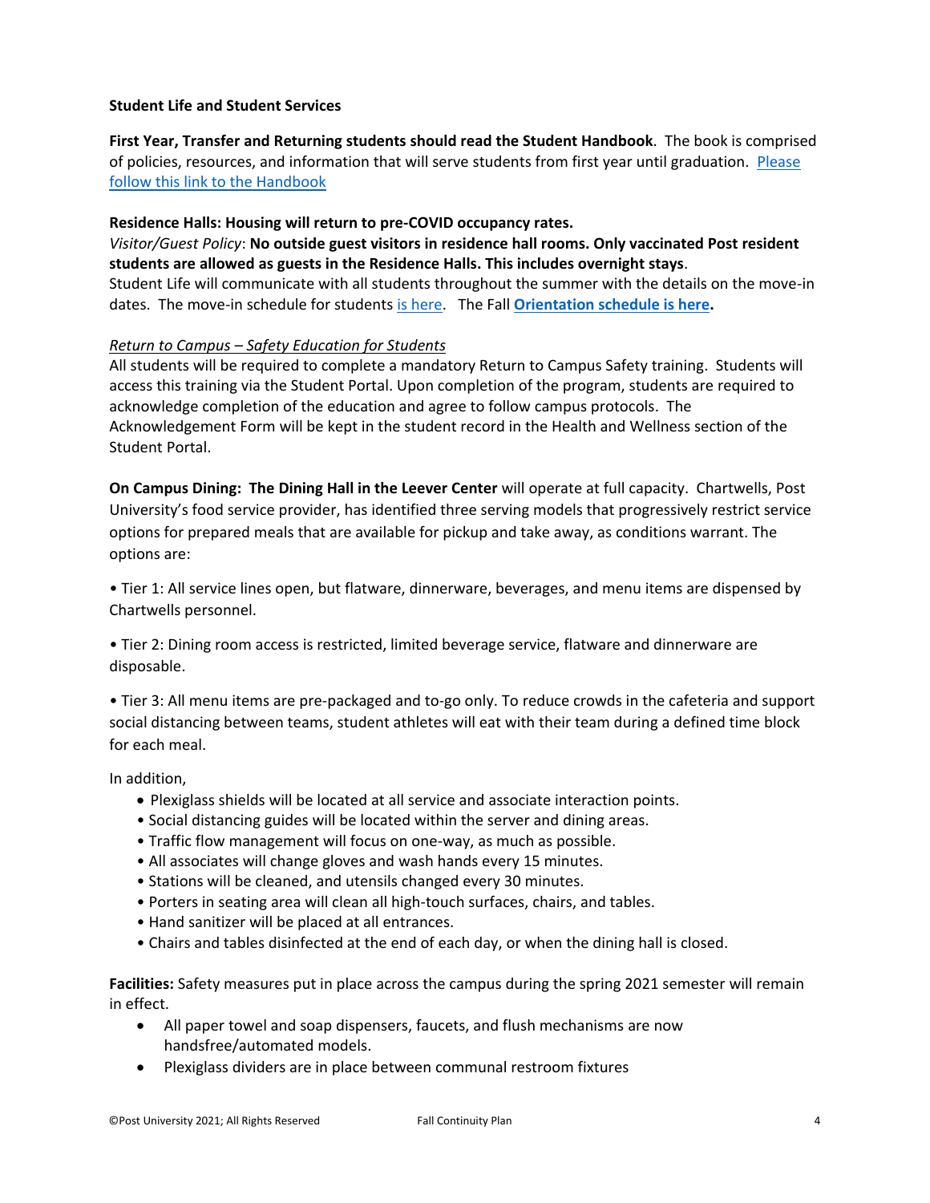**Student Life and Student Services**

**First Year, Transfer and Returning students should read the Student Handbook**. The book is comprised of policies, resources, and information that will serve students from first year until graduation. Please follow this link to the Handbook

**Residence Halls: Housing will return to pre-COVID occupancy rates.**

*Visitor/Guest Policy*: **No outside guest visitors in residence hall rooms. Only vaccinated Post resident students are allowed as guests in the Residence Halls. This includes overnight stays**.

Student Life will communicate with all students throughout the summer with the details on the move-in dates. The move-in schedule for students is here. The Fall **Orientation schedule is here.**

*Return to Campus – Safety Education for Students*

All students will be required to complete a mandatory Return to Campus Safety training. Students will access this training via the Student Portal. Upon completion of the program, students are required to acknowledge completion of the education and agree to follow campus protocols. The Acknowledgement Form will be kept in the student record in the Health and Wellness section of the Student Portal.

**On Campus Dining: The Dining Hall in the Leever Center** will operate at full capacity. Chartwells, Post University's food service provider, has identified three serving models that progressively restrict service options for prepared meals that are available for pickup and take away, as conditions warrant. The options are:

• Tier 1: All service lines open, but flatware, dinnerware, beverages, and menu items are dispensed by Chartwells personnel.

• Tier 2: Dining room access is restricted, limited beverage service, flatware and dinnerware are disposable.

• Tier 3: All menu items are pre-packaged and to-go only. To reduce crowds in the cafeteria and support social distancing between teams, student athletes will eat with their team during a defined time block for each meal.

In addition,

- Plexiglass shields will be located at all service and associate interaction points.
- Social distancing guides will be located within the server and dining areas.
- Traffic flow management will focus on one-way, as much as possible.
- All associates will change gloves and wash hands every 15 minutes.
- Stations will be cleaned, and utensils changed every 30 minutes.
- Porters in seating area will clean all high-touch surfaces, chairs, and tables.
- Hand sanitizer will be placed at all entrances.
- Chairs and tables disinfected at the end of each day, or when the dining hall is closed.

**Facilities:** Safety measures put in place across the campus during the spring 2021 semester will remain in effect.

- All paper towel and soap dispensers, faucets, and flush mechanisms are now handsfree/automated models.
- Plexiglass dividers are in place between communal restroom fixtures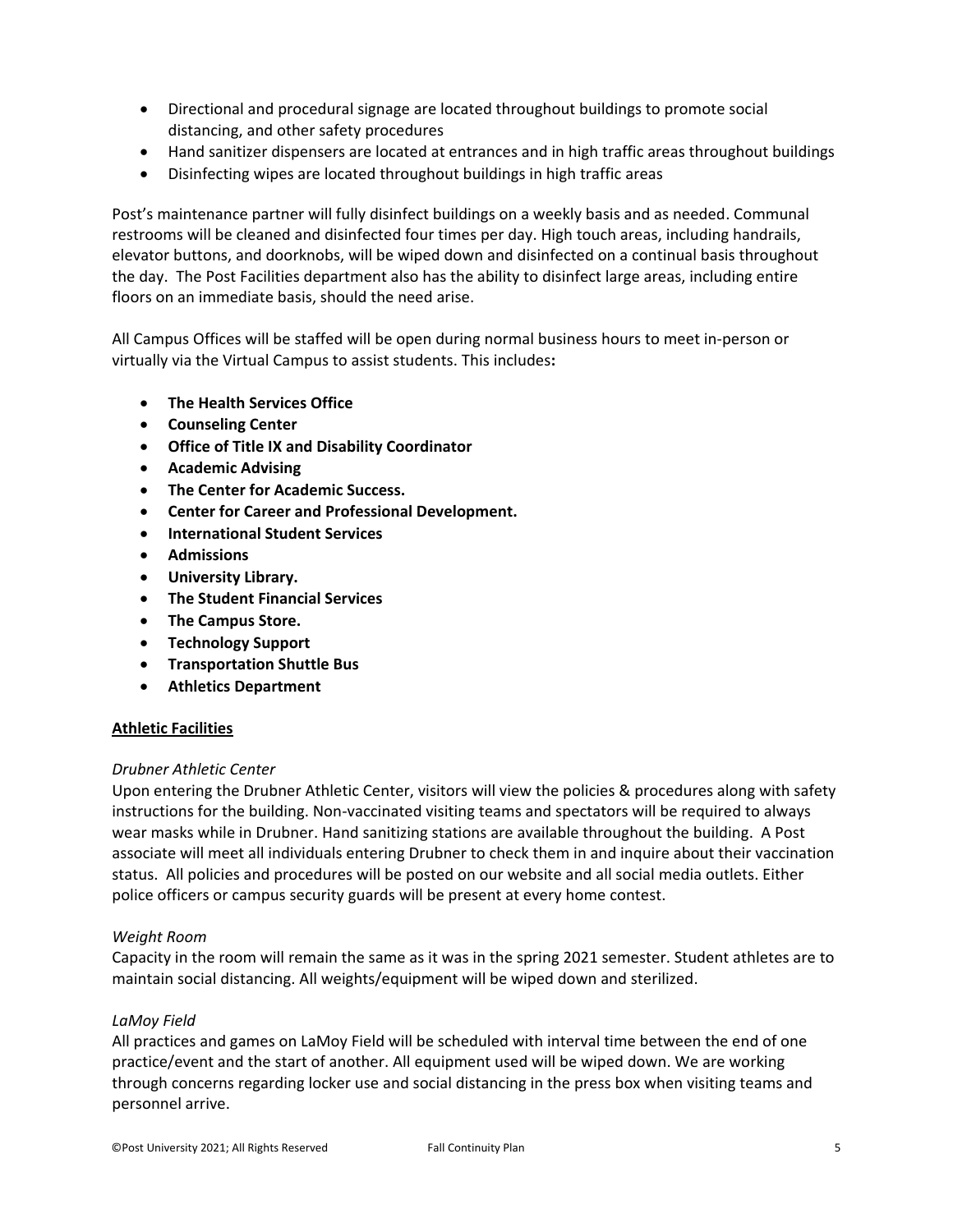- Directional and procedural signage are located throughout buildings to promote social distancing, and other safety procedures
- Hand sanitizer dispensers are located at entrances and in high traffic areas throughout buildings
- Disinfecting wipes are located throughout buildings in high traffic areas

Post's maintenance partner will fully disinfect buildings on a weekly basis and as needed. Communal restrooms will be cleaned and disinfected four times per day. High touch areas, including handrails, elevator buttons, and doorknobs, will be wiped down and disinfected on a continual basis throughout the day. The Post Facilities department also has the ability to disinfect large areas, including entire floors on an immediate basis, should the need arise.

All Campus Offices will be staffed will be open during normal business hours to meet in-person or virtually via the Virtual Campus to assist students. This includes**:**

- **The Health Services Office**
- **Counseling Center**
- **Office of Title IX and Disability Coordinator**
- **Academic Advising**
- **The Center for Academic Success.**
- **Center for Career and Professional Development.**
- **International Student Services**
- **Admissions**
- **University Library.**
- **The Student Financial Services**
- **The Campus Store.**
- **Technology Support**
- **Transportation Shuttle Bus**
- **Athletics Department**

**<u>Athletic Facilities</u>**

*Drubner Athletic Center*

Upon entering the Drubner Athletic Center, visitors will view the policies & procedures along with safety instructions for the building. Non-vaccinated visiting teams and spectators will be required to always wear masks while in Drubner. Hand sanitizing stations are available throughout the building. A Post associate will meet all individuals entering Drubner to check them in and inquire about their vaccination status. All policies and procedures will be posted on our website and all social media outlets. Either police officers or campus security guards will be present at every home contest.

*Weight Room*

Capacity in the room will remain the same as it was in the spring 2021 semester. Student athletes are to maintain social distancing. All weights/equipment will be wiped down and sterilized.

*LaMoy Field*

All practices and games on LaMoy Field will be scheduled with interval time between the end of one practice/event and the start of another. All equipment used will be wiped down. We are working through concerns regarding locker use and social distancing in the press box when visiting teams and personnel arrive.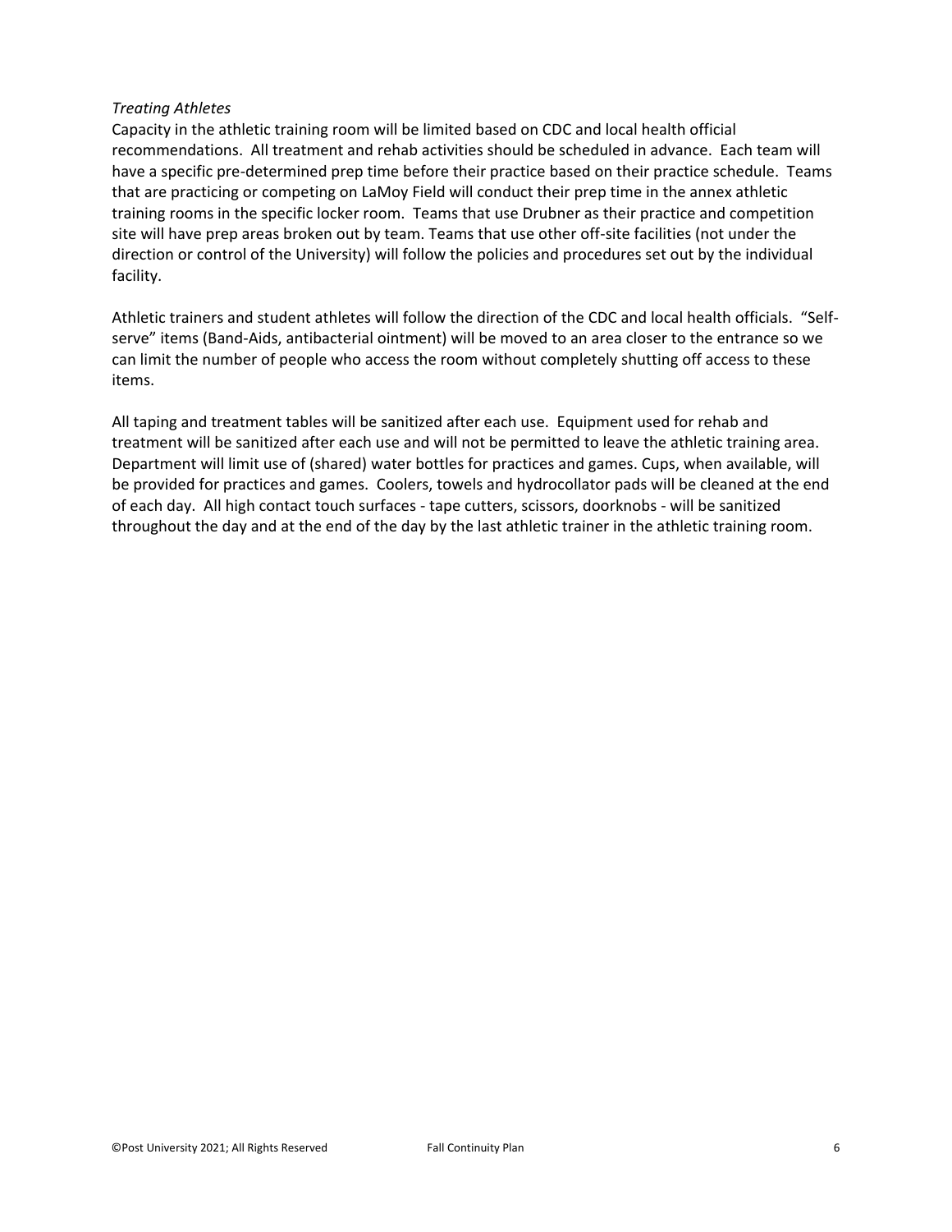*Treating Athletes*

Capacity in the athletic training room will be limited based on CDC and local health official recommendations. All treatment and rehab activities should be scheduled in advance. Each team will have a specific pre-determined prep time before their practice based on their practice schedule. Teams that are practicing or competing on LaMoy Field will conduct their prep time in the annex athletic training rooms in the specific locker room. Teams that use Drubner as their practice and competition site will have prep areas broken out by team. Teams that use other off-site facilities (not under the direction or control of the University) will follow the policies and procedures set out by the individual facility.

Athletic trainers and student athletes will follow the direction of the CDC and local health officials. "Self-serve" items (Band-Aids, antibacterial ointment) will be moved to an area closer to the entrance so we can limit the number of people who access the room without completely shutting off access to these items.

All taping and treatment tables will be sanitized after each use. Equipment used for rehab and treatment will be sanitized after each use and will not be permitted to leave the athletic training area. Department will limit use of (shared) water bottles for practices and games. Cups, when available, will be provided for practices and games. Coolers, towels and hydrocollator pads will be cleaned at the end of each day. All high contact touch surfaces - tape cutters, scissors, doorknobs - will be sanitized throughout the day and at the end of the day by the last athletic trainer in the athletic training room.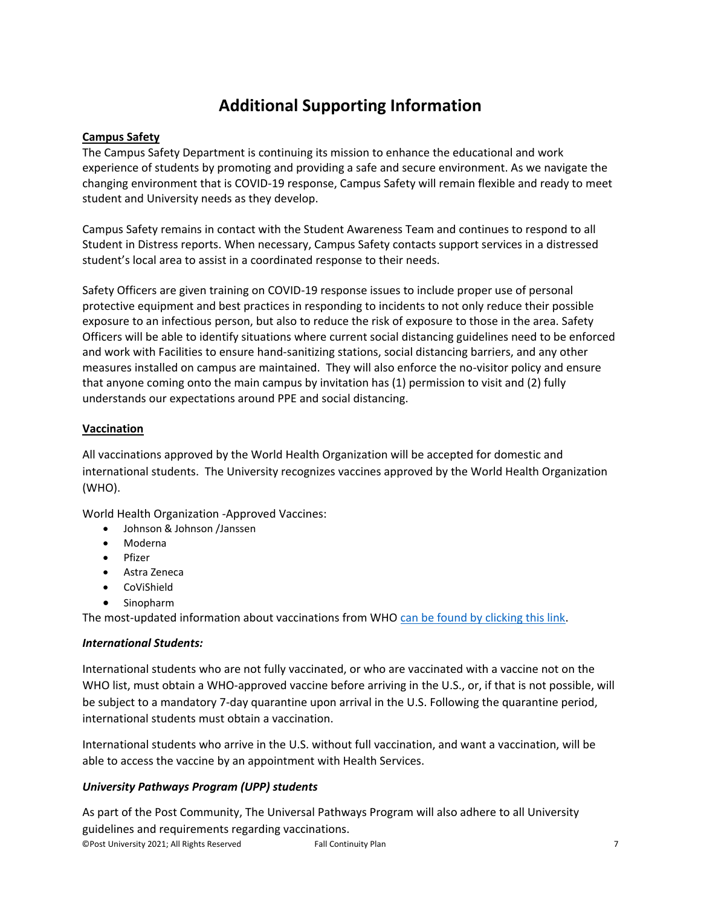# Additional Supporting Information

**Campus Safety**

The Campus Safety Department is continuing its mission to enhance the educational and work experience of students by promoting and providing a safe and secure environment. As we navigate the changing environment that is COVID-19 response, Campus Safety will remain flexible and ready to meet student and University needs as they develop.

Campus Safety remains in contact with the Student Awareness Team and continues to respond to all Student in Distress reports. When necessary, Campus Safety contacts support services in a distressed student's local area to assist in a coordinated response to their needs.

Safety Officers are given training on COVID-19 response issues to include proper use of personal protective equipment and best practices in responding to incidents to not only reduce their possible exposure to an infectious person, but also to reduce the risk of exposure to those in the area. Safety Officers will be able to identify situations where current social distancing guidelines need to be enforced and work with Facilities to ensure hand-sanitizing stations, social distancing barriers, and any other measures installed on campus are maintained. They will also enforce the no-visitor policy and ensure that anyone coming onto the main campus by invitation has (1) permission to visit and (2) fully understands our expectations around PPE and social distancing.

**Vaccination**

All vaccinations approved by the World Health Organization will be accepted for domestic and international students. The University recognizes vaccines approved by the World Health Organization (WHO).

World Health Organization -Approved Vaccines:

- Johnson & Johnson /Janssen
- Moderna
- Pfizer
- Astra Zeneca
- CoViShield
- Sinopharm

The most-updated information about vaccinations from WHO can be found by clicking this link.

***International Students:***

International students who are not fully vaccinated, or who are vaccinated with a vaccine not on the WHO list, must obtain a WHO-approved vaccine before arriving in the U.S., or, if that is not possible, will be subject to a mandatory 7-day quarantine upon arrival in the U.S. Following the quarantine period, international students must obtain a vaccination.

International students who arrive in the U.S. without full vaccination, and want a vaccination, will be able to access the vaccine by an appointment with Health Services.

***University Pathways Program (UPP) students***

As part of the Post Community, The Universal Pathways Program will also adhere to all University guidelines and requirements regarding vaccinations.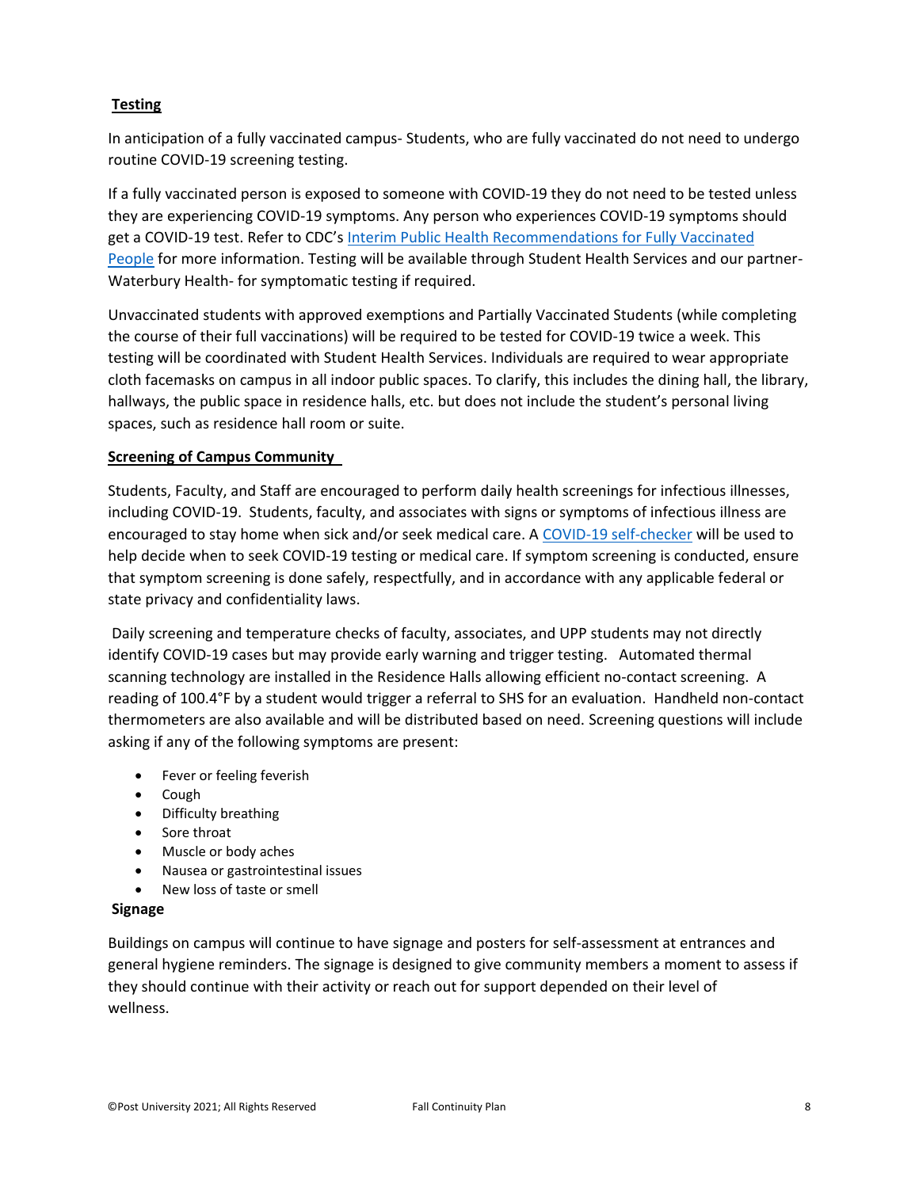**Testing**

In anticipation of a fully vaccinated campus- Students, who are fully vaccinated do not need to undergo routine COVID-19 screening testing.

If a fully vaccinated person is exposed to someone with COVID-19 they do not need to be tested unless they are experiencing COVID-19 symptoms. Any person who experiences COVID-19 symptoms should get a COVID-19 test. Refer to CDC's Interim Public Health Recommendations for Fully Vaccinated People for more information. Testing will be available through Student Health Services and our partner- Waterbury Health- for symptomatic testing if required.

Unvaccinated students with approved exemptions and Partially Vaccinated Students (while completing the course of their full vaccinations) will be required to be tested for COVID-19 twice a week. This testing will be coordinated with Student Health Services. Individuals are required to wear appropriate cloth facemasks on campus in all indoor public spaces. To clarify, this includes the dining hall, the library, hallways, the public space in residence halls, etc. but does not include the student's personal living spaces, such as residence hall room or suite.

**Screening of Campus Community**

Students, Faculty, and Staff are encouraged to perform daily health screenings for infectious illnesses, including COVID-19. Students, faculty, and associates with signs or symptoms of infectious illness are encouraged to stay home when sick and/or seek medical care. A COVID-19 self-checker will be used to help decide when to seek COVID-19 testing or medical care. If symptom screening is conducted, ensure that symptom screening is done safely, respectfully, and in accordance with any applicable federal or state privacy and confidentiality laws.

Daily screening and temperature checks of faculty, associates, and UPP students may not directly identify COVID-19 cases but may provide early warning and trigger testing. Automated thermal scanning technology are installed in the Residence Halls allowing efficient no-contact screening. A reading of 100.4°F by a student would trigger a referral to SHS for an evaluation. Handheld non-contact thermometers are also available and will be distributed based on need. Screening questions will include asking if any of the following symptoms are present:

- Fever or feeling feverish
- Cough
- Difficulty breathing
- Sore throat
- Muscle or body aches
- Nausea or gastrointestinal issues
- New loss of taste or smell

**Signage**

Buildings on campus will continue to have signage and posters for self-assessment at entrances and general hygiene reminders. The signage is designed to give community members a moment to assess if they should continue with their activity or reach out for support depended on their level of wellness.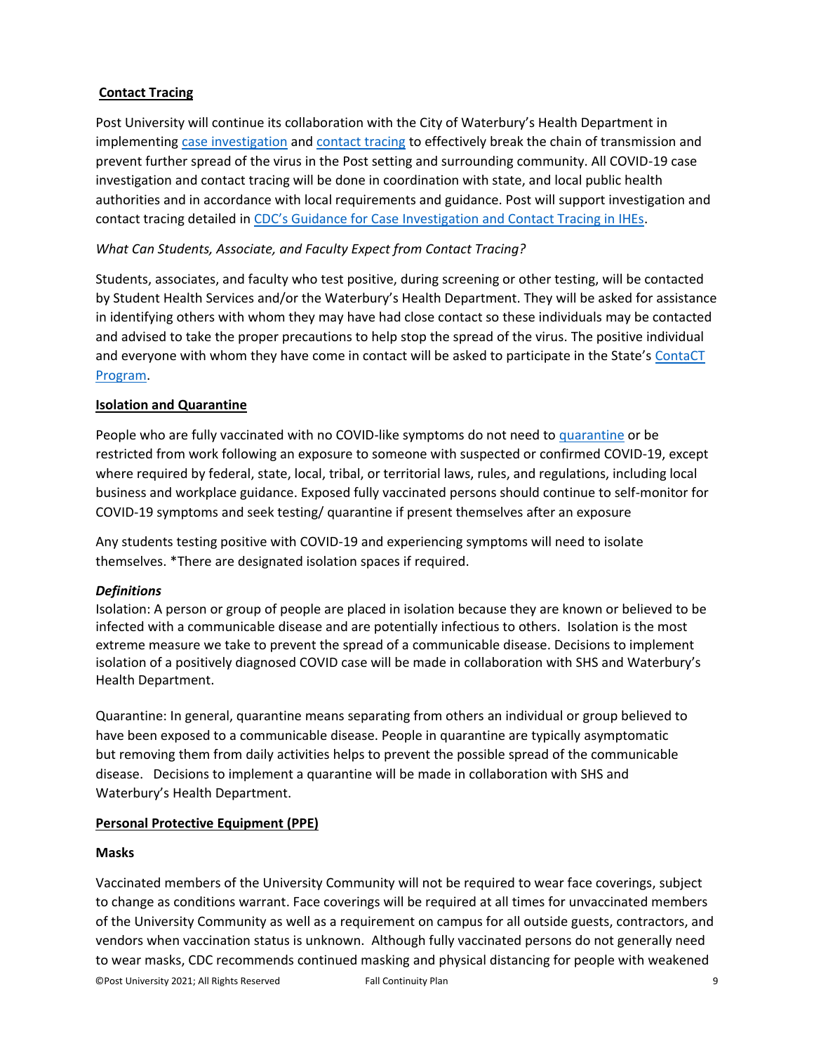**Contact Tracing**

Post University will continue its collaboration with the City of Waterbury's Health Department in implementing case investigation and contact tracing to effectively break the chain of transmission and prevent further spread of the virus in the Post setting and surrounding community. All COVID-19 case investigation and contact tracing will be done in coordination with state, and local public health authorities and in accordance with local requirements and guidance. Post will support investigation and contact tracing detailed in CDC's Guidance for Case Investigation and Contact Tracing in IHEs.

*What Can Students, Associate, and Faculty Expect from Contact Tracing?*

Students, associates, and faculty who test positive, during screening or other testing, will be contacted by Student Health Services and/or the Waterbury's Health Department. They will be asked for assistance in identifying others with whom they may have had close contact so these individuals may be contacted and advised to take the proper precautions to help stop the spread of the virus. The positive individual and everyone with whom they have come in contact will be asked to participate in the State's ContaCT Program.

**Isolation and Quarantine**

People who are fully vaccinated with no COVID-like symptoms do not need to quarantine or be restricted from work following an exposure to someone with suspected or confirmed COVID-19, except where required by federal, state, local, tribal, or territorial laws, rules, and regulations, including local business and workplace guidance. Exposed fully vaccinated persons should continue to self-monitor for COVID-19 symptoms and seek testing/ quarantine if present themselves after an exposure

Any students testing positive with COVID-19 and experiencing symptoms will need to isolate themselves. *There are designated isolation spaces if required.

***Definitions***

Isolation: A person or group of people are placed in isolation because they are known or believed to be infected with a communicable disease and are potentially infectious to others. Isolation is the most extreme measure we take to prevent the spread of a communicable disease. Decisions to implement isolation of a positively diagnosed COVID case will be made in collaboration with SHS and Waterbury's Health Department.

Quarantine: In general, quarantine means separating from others an individual or group believed to have been exposed to a communicable disease. People in quarantine are typically asymptomatic but removing them from daily activities helps to prevent the possible spread of the communicable disease. Decisions to implement a quarantine will be made in collaboration with SHS and Waterbury's Health Department.

**Personal Protective Equipment (PPE)**

**Masks**

Vaccinated members of the University Community will not be required to wear face coverings, subject to change as conditions warrant. Face coverings will be required at all times for unvaccinated members of the University Community as well as a requirement on campus for all outside guests, contractors, and vendors when vaccination status is unknown. Although fully vaccinated persons do not generally need to wear masks, CDC recommends continued masking and physical distancing for people with weakened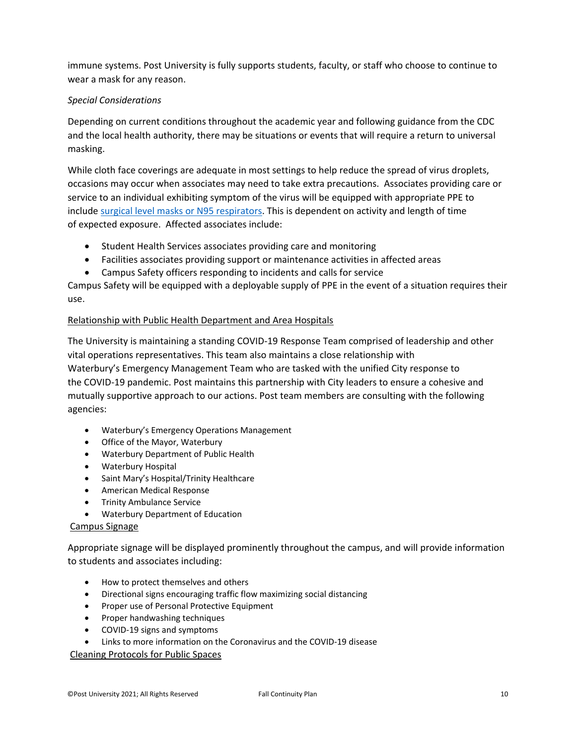immune systems. Post University is fully supports students, faculty, or staff who choose to continue to wear a mask for any reason.

*Special Considerations*

Depending on current conditions throughout the academic year and following guidance from the CDC and the local health authority, there may be situations or events that will require a return to universal masking.

While cloth face coverings are adequate in most settings to help reduce the spread of virus droplets, occasions may occur when associates may need to take extra precautions. Associates providing care or service to an individual exhibiting symptom of the virus will be equipped with appropriate PPE to include [surgical level masks or N95 respirators](). This is dependent on activity and length of time of expected exposure. Affected associates include:

- Student Health Services associates providing care and monitoring
- Facilities associates providing support or maintenance activities in affected areas
- Campus Safety officers responding to incidents and calls for service

Campus Safety will be equipped with a deployable supply of PPE in the event of a situation requires their use.

## Relationship with Public Health Department and Area Hospitals

The University is maintaining a standing COVID-19 Response Team comprised of leadership and other vital operations representatives. This team also maintains a close relationship with Waterbury's Emergency Management Team who are tasked with the unified City response to the COVID-19 pandemic. Post maintains this partnership with City leaders to ensure a cohesive and mutually supportive approach to our actions. Post team members are consulting with the following agencies:

- Waterbury's Emergency Operations Management
- Office of the Mayor, Waterbury
- Waterbury Department of Public Health
- Waterbury Hospital
- Saint Mary's Hospital/Trinity Healthcare
- American Medical Response
- Trinity Ambulance Service
- Waterbury Department of Education

## Campus Signage

Appropriate signage will be displayed prominently throughout the campus, and will provide information to students and associates including:

- How to protect themselves and others
- Directional signs encouraging traffic flow maximizing social distancing
- Proper use of Personal Protective Equipment
- Proper handwashing techniques
- COVID-19 signs and symptoms
- Links to more information on the Coronavirus and the COVID-19 disease

## Cleaning Protocols for Public Spaces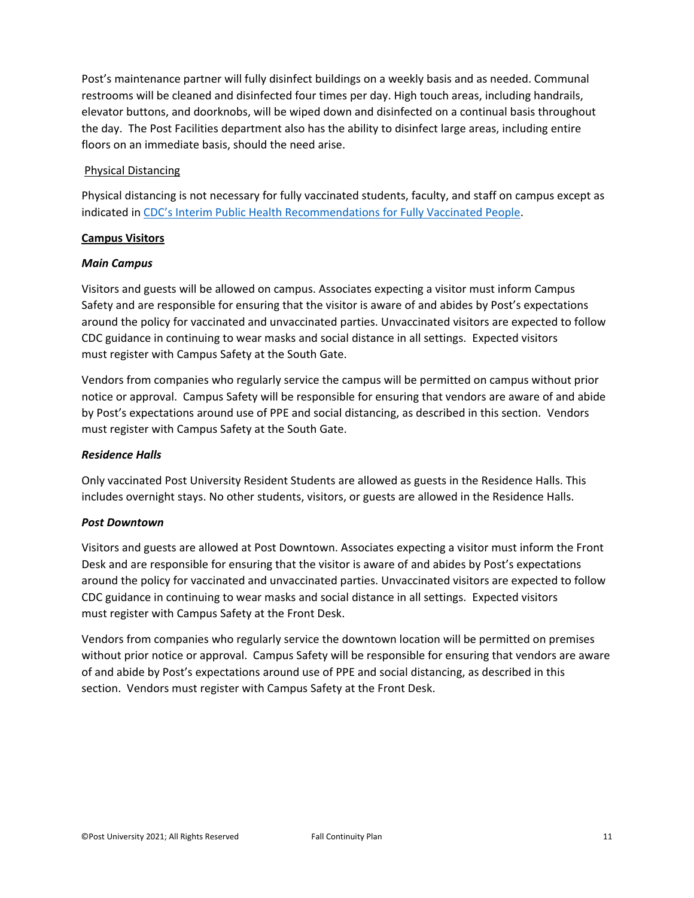Post's maintenance partner will fully disinfect buildings on a weekly basis and as needed. Communal restrooms will be cleaned and disinfected four times per day. High touch areas, including handrails, elevator buttons, and doorknobs, will be wiped down and disinfected on a continual basis throughout the day. The Post Facilities department also has the ability to disinfect large areas, including entire floors on an immediate basis, should the need arise.

Physical Distancing

Physical distancing is not necessary for fully vaccinated students, faculty, and staff on campus except as indicated in CDC's Interim Public Health Recommendations for Fully Vaccinated People.

**Campus Visitors**

***Main Campus***

Visitors and guests will be allowed on campus. Associates expecting a visitor must inform Campus Safety and are responsible for ensuring that the visitor is aware of and abides by Post's expectations around the policy for vaccinated and unvaccinated parties. Unvaccinated visitors are expected to follow CDC guidance in continuing to wear masks and social distance in all settings. Expected visitors must register with Campus Safety at the South Gate.

Vendors from companies who regularly service the campus will be permitted on campus without prior notice or approval. Campus Safety will be responsible for ensuring that vendors are aware of and abide by Post's expectations around use of PPE and social distancing, as described in this section. Vendors must register with Campus Safety at the South Gate.

***Residence Halls***

Only vaccinated Post University Resident Students are allowed as guests in the Residence Halls. This includes overnight stays. No other students, visitors, or guests are allowed in the Residence Halls.

***Post Downtown***

Visitors and guests are allowed at Post Downtown. Associates expecting a visitor must inform the Front Desk and are responsible for ensuring that the visitor is aware of and abides by Post's expectations around the policy for vaccinated and unvaccinated parties. Unvaccinated visitors are expected to follow CDC guidance in continuing to wear masks and social distance in all settings. Expected visitors must register with Campus Safety at the Front Desk.

Vendors from companies who regularly service the downtown location will be permitted on premises without prior notice or approval. Campus Safety will be responsible for ensuring that vendors are aware of and abide by Post's expectations around use of PPE and social distancing, as described in this section. Vendors must register with Campus Safety at the Front Desk.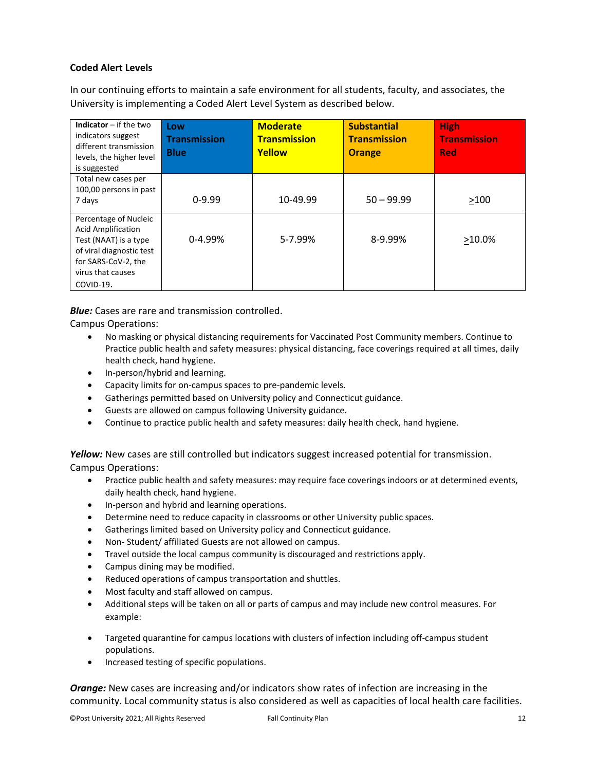**Coded Alert Levels**

In our continuing efforts to maintain a safe environment for all students, faculty, and associates, the University is implementing a Coded Alert Level System as described below.

| **Indicator** – if the two indicators suggest different transmission levels, the higher level is suggested | **Low Transmission Blue** | **Moderate Transmission Yellow** | **Substantial Transmission Orange** | **High Transmission Red** |
|---|---|---|---|---|
| Total new cases per 100,00 persons in past 7 days | 0-9.99 | 10-49.99 | 50 – 99.99 | ≥100 |
| Percentage of Nucleic Acid Amplification Test (NAAT) is a type of viral diagnostic test for SARS-CoV-2, the virus that causes COVID-19. | 0-4.99% | 5-7.99% | 8-9.99% | ≥10.0% |

***Blue:*** Cases are rare and transmission controlled.
Campus Operations:

- No masking or physical distancing requirements for Vaccinated Post Community members. Continue to Practice public health and safety measures: physical distancing, face coverings required at all times, daily health check, hand hygiene.
- In-person/hybrid and learning.
- Capacity limits for on-campus spaces to pre-pandemic levels.
- Gatherings permitted based on University policy and Connecticut guidance.
- Guests are allowed on campus following University guidance.
- Continue to practice public health and safety measures: daily health check, hand hygiene.

***Yellow:*** New cases are still controlled but indicators suggest increased potential for transmission.
Campus Operations:

- Practice public health and safety measures: may require face coverings indoors or at determined events, daily health check, hand hygiene.
- In-person and hybrid and learning operations.
- Determine need to reduce capacity in classrooms or other University public spaces.
- Gatherings limited based on University policy and Connecticut guidance.
- Non- Student/ affiliated Guests are not allowed on campus.
- Travel outside the local campus community is discouraged and restrictions apply.
- Campus dining may be modified.
- Reduced operations of campus transportation and shuttles.
- Most faculty and staff allowed on campus.
- Additional steps will be taken on all or parts of campus and may include new control measures. For example:

- Targeted quarantine for campus locations with clusters of infection including off-campus student populations.
- Increased testing of specific populations.

***Orange:*** New cases are increasing and/or indicators show rates of infection are increasing in the community. Local community status is also considered as well as capacities of local health care facilities.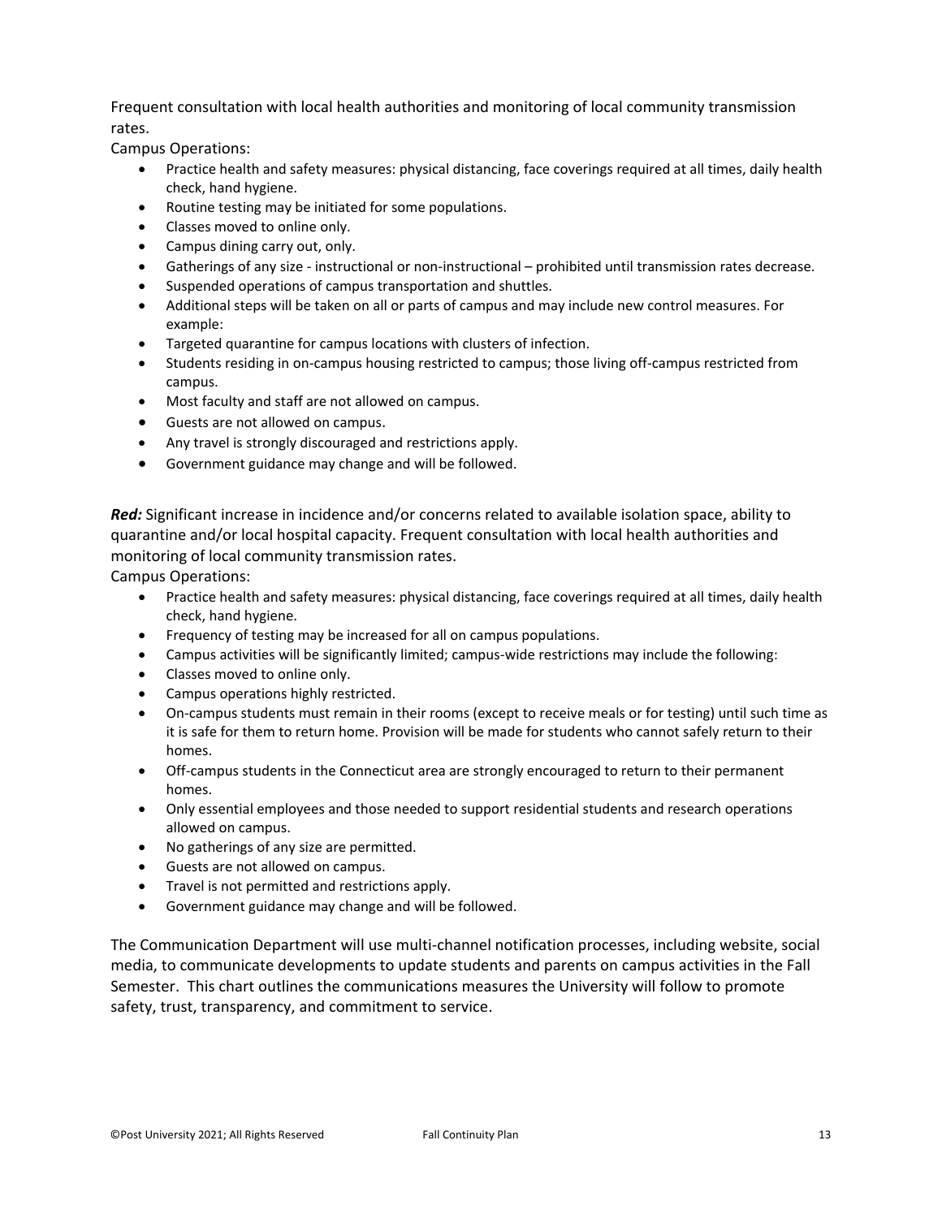Frequent consultation with local health authorities and monitoring of local community transmission rates.

Campus Operations:

- Practice health and safety measures: physical distancing, face coverings required at all times, daily health check, hand hygiene.
- Routine testing may be initiated for some populations.
- Classes moved to online only.
- Campus dining carry out, only.
- Gatherings of any size - instructional or non-instructional – prohibited until transmission rates decrease.
- Suspended operations of campus transportation and shuttles.
- Additional steps will be taken on all or parts of campus and may include new control measures. For example:
- Targeted quarantine for campus locations with clusters of infection.
- Students residing in on-campus housing restricted to campus; those living off-campus restricted from campus.
- Most faculty and staff are not allowed on campus.
- Guests are not allowed on campus.
- Any travel is strongly discouraged and restrictions apply.
- Government guidance may change and will be followed.

***Red:*** Significant increase in incidence and/or concerns related to available isolation space, ability to quarantine and/or local hospital capacity. Frequent consultation with local health authorities and monitoring of local community transmission rates.

Campus Operations:

- Practice health and safety measures: physical distancing, face coverings required at all times, daily health check, hand hygiene.
- Frequency of testing may be increased for all on campus populations.
- Campus activities will be significantly limited; campus-wide restrictions may include the following:
- Classes moved to online only.
- Campus operations highly restricted.
- On-campus students must remain in their rooms (except to receive meals or for testing) until such time as it is safe for them to return home. Provision will be made for students who cannot safely return to their homes.
- Off-campus students in the Connecticut area are strongly encouraged to return to their permanent homes.
- Only essential employees and those needed to support residential students and research operations allowed on campus.
- No gatherings of any size are permitted.
- Guests are not allowed on campus.
- Travel is not permitted and restrictions apply.
- Government guidance may change and will be followed.

The Communication Department will use multi-channel notification processes, including website, social media, to communicate developments to update students and parents on campus activities in the Fall Semester. This chart outlines the communications measures the University will follow to promote safety, trust, transparency, and commitment to service.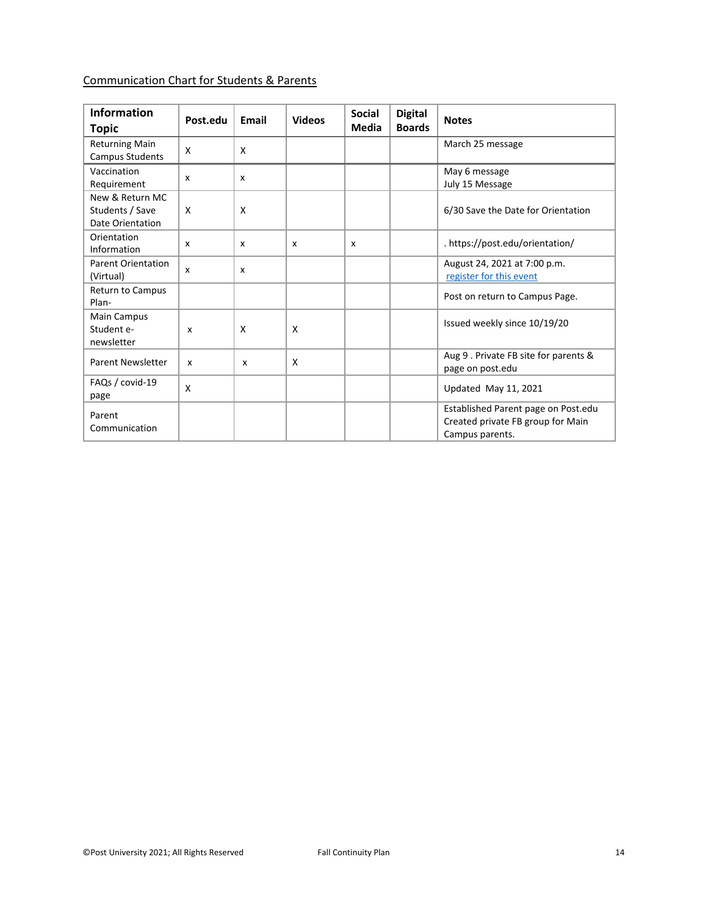Communication Chart for Students & Parents

| Information Topic | Post.edu | Email | Videos | Social Media | Digital Boards | Notes |
|---|---|---|---|---|---|---|
| Returning Main Campus Students | X | X | | | | March 25 message |
| Vaccination Requirement | x | x | | | | May 6 message<br>July 15 Message |
| New & Return MC Students / Save Date Orientation | X | X | | | | 6/30 Save the Date for Orientation |
| Orientation Information | x | x | x | x | | . https://post.edu/orientation/ |
| Parent Orientation (Virtual) | x | x | | | | August 24, 2021 at 7:00 p.m.<br>register for this event |
| Return to Campus Plan- | | | | | | Post on return to Campus Page. |
| Main Campus Student e-newsletter | x | X | X | | | Issued weekly since 10/19/20 |
| Parent Newsletter | x | x | X | | | Aug 9 . Private FB site for parents & page on post.edu |
| FAQs / covid-19 page | X | | | | | Updated May 11, 2021 |
| Parent Communication | | | | | | Established Parent page on Post.edu<br>Created private FB group for Main Campus parents. |